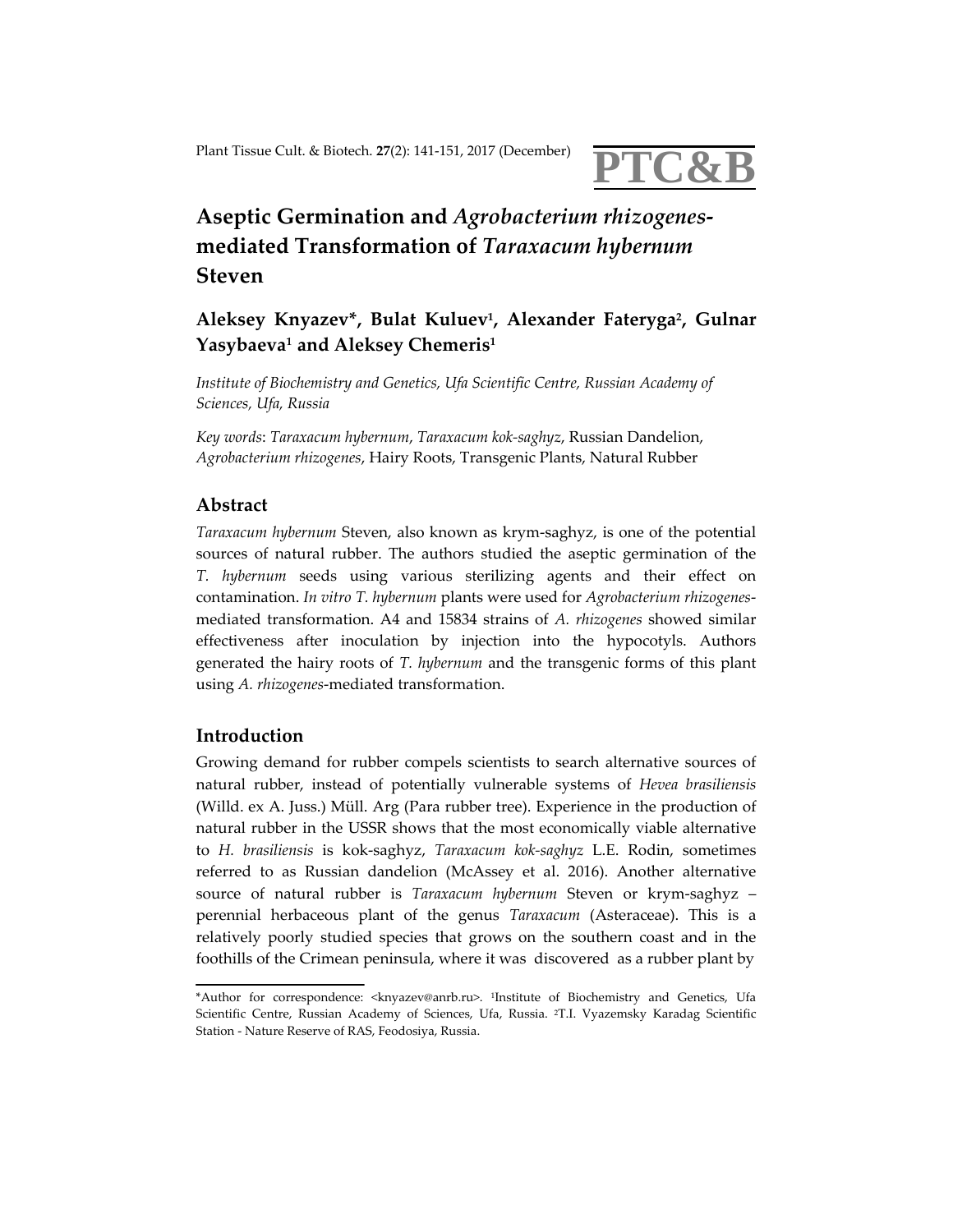# Aseptic Germination and *Agrobacterium rhizogenes*-mediated Transformation of *Taraxacum hybernum* Steven

**Aleksey Knyazev\*, Bulat Kuluev[1], Alexander Fateryga[2], Gulnar Yasybaeva[1] and Aleksey Chemeris[1]**

*Institute of Biochemistry and Genetics, Ufa Scientific Centre, Russian Academy of Sciences, Ufa, Russia*

*Key words*: *Taraxacum hybernum*, *Taraxacum kok-saghyz*, Russian Dandelion, *Agrobacterium rhizogenes*, Hairy Roots, Transgenic Plants, Natural Rubber

## Abstract

*Taraxacum hybernum* Steven, also known as krym-saghyz, is one of the potential sources of natural rubber. The authors studied the aseptic germination of the *T. hybernum* seeds using various sterilizing agents and their effect on contamination. *In vitro T. hybernum* plants were used for *Agrobacterium rhizogenes*-mediated transformation. A4 and 15834 strains of *A. rhizogenes* showed similar effectiveness after inoculation by injection into the hypocotyls. Authors generated the hairy roots of *T. hybernum* and the transgenic forms of this plant using *A. rhizogenes*-mediated transformation.

## Introduction

Growing demand for rubber compels scientists to search alternative sources of natural rubber, instead of potentially vulnerable systems of *Hevea brasiliensis* (Willd. ex A. Juss.) Müll. Arg (Para rubber tree). Experience in the production of natural rubber in the USSR shows that the most economically viable alternative to *H. brasiliensis* is kok-saghyz, *Taraxacum kok-saghyz* L.E. Rodin, sometimes referred to as Russian dandelion (McAssey et al. 2016). Another alternative source of natural rubber is *Taraxacum hybernum* Steven or krym-saghyz – perennial herbaceous plant of the genus *Taraxacum* (Asteraceae). This is a relatively poorly studied species that grows on the southern coast and in the foothills of the Crimean peninsula, where it was discovered as a rubber plant by

---

\*Author for correspondence: <knyazev@anrb.ru>. [1]Institute of Biochemistry and Genetics, Ufa Scientific Centre, Russian Academy of Sciences, Ufa, Russia. [2]T.I. Vyazemsky Karadag Scientific Station - Nature Reserve of RAS, Feodosiya, Russia.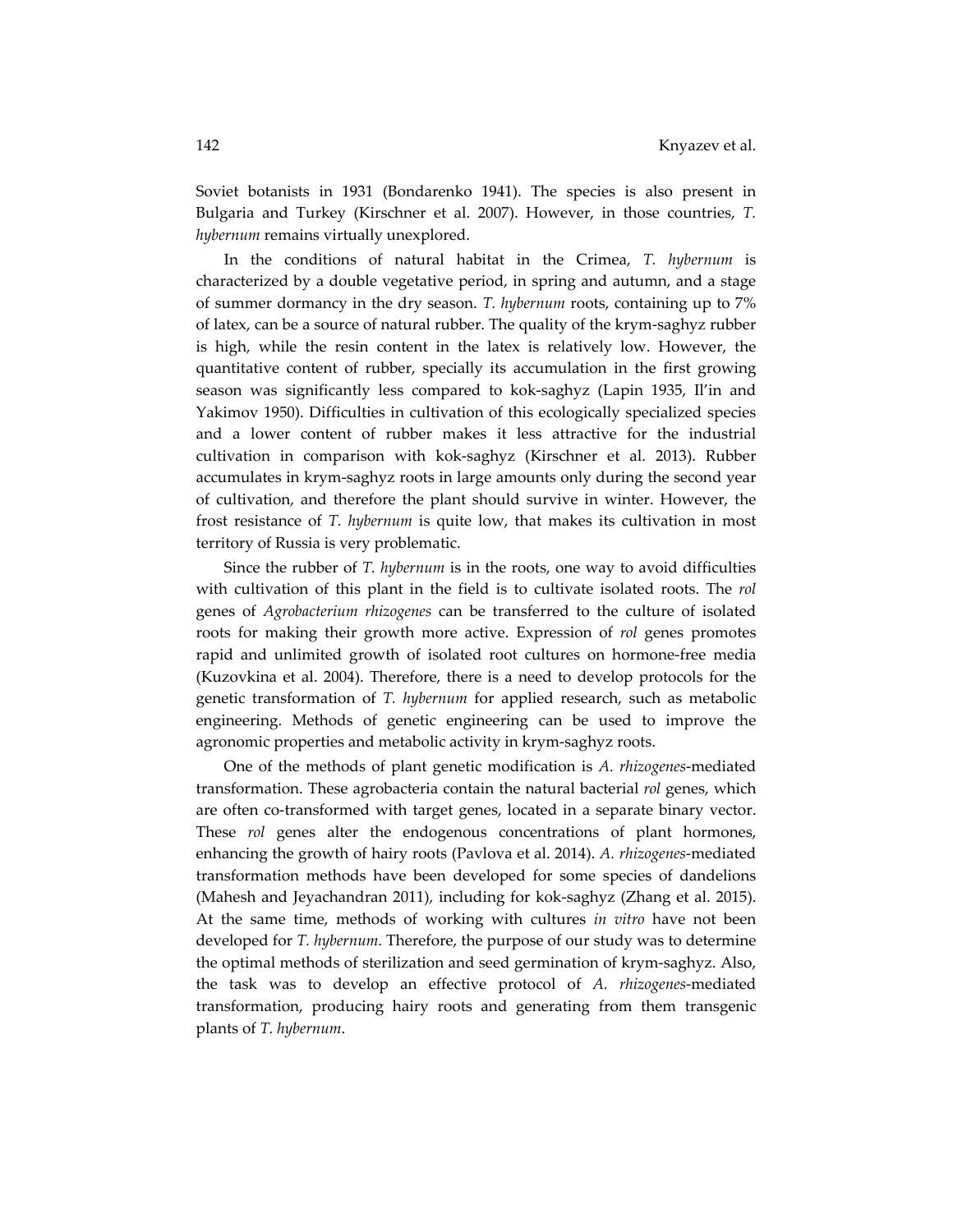Soviet botanists in 1931 (Bondarenko 1941). The species is also present in Bulgaria and Turkey (Kirschner et al. 2007). However, in those countries, *T. hybernum* remains virtually unexplored.

In the conditions of natural habitat in the Crimea, *T. hybernum* is characterized by a double vegetative period, in spring and autumn, and a stage of summer dormancy in the dry season. *T. hybernum* roots, containing up to 7% of latex, can be a source of natural rubber. The quality of the krym-saghyz rubber is high, while the resin content in the latex is relatively low. However, the quantitative content of rubber, specially its accumulation in the first growing season was significantly less compared to kok-saghyz (Lapin 1935, Il'in and Yakimov 1950). Difficulties in cultivation of this ecologically specialized species and a lower content of rubber makes it less attractive for the industrial cultivation in comparison with kok-saghyz (Kirschner et al. 2013). Rubber accumulates in krym-saghyz roots in large amounts only during the second year of cultivation, and therefore the plant should survive in winter. However, the frost resistance of *T. hybernum* is quite low, that makes its cultivation in most territory of Russia is very problematic.

Since the rubber of *T. hybernum* is in the roots, one way to avoid difficulties with cultivation of this plant in the field is to cultivate isolated roots. The *rol* genes of *Agrobacterium rhizogenes* can be transferred to the culture of isolated roots for making their growth more active. Expression of *rol* genes promotes rapid and unlimited growth of isolated root cultures on hormone-free media (Kuzovkina et al. 2004). Therefore, there is a need to develop protocols for the genetic transformation of *T. hybernum* for applied research, such as metabolic engineering. Methods of genetic engineering can be used to improve the agronomic properties and metabolic activity in krym-saghyz roots.

One of the methods of plant genetic modification is *A. rhizogenes*-mediated transformation. These agrobacteria contain the natural bacterial *rol* genes, which are often co-transformed with target genes, located in a separate binary vector. These *rol* genes alter the endogenous concentrations of plant hormones, enhancing the growth of hairy roots (Pavlova et al. 2014). *A. rhizogenes*-mediated transformation methods have been developed for some species of dandelions (Mahesh and Jeyachandran 2011), including for kok-saghyz (Zhang et al. 2015). At the same time, methods of working with cultures *in vitro* have not been developed for *T. hybernum*. Therefore, the purpose of our study was to determine the optimal methods of sterilization and seed germination of krym-saghyz. Also, the task was to develop an effective protocol of *A. rhizogenes*-mediated transformation, producing hairy roots and generating from them transgenic plants of *T. hybernum*.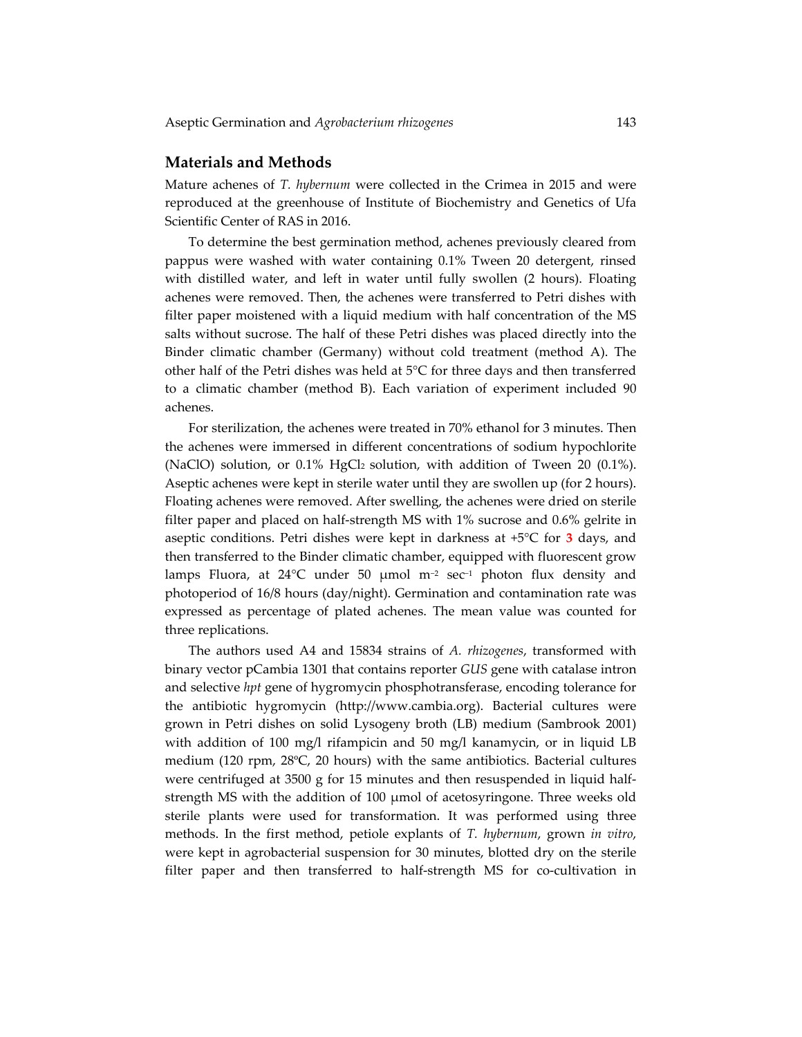## Materials and Methods

Mature achenes of *T. hybernum* were collected in the Crimea in 2015 and were reproduced at the greenhouse of Institute of Biochemistry and Genetics of Ufa Scientific Center of RAS in 2016.

To determine the best germination method, achenes previously cleared from pappus were washed with water containing 0.1% Tween 20 detergent, rinsed with distilled water, and left in water until fully swollen (2 hours). Floating achenes were removed. Then, the achenes were transferred to Petri dishes with filter paper moistened with a liquid medium with half concentration of the MS salts without sucrose. The half of these Petri dishes was placed directly into the Binder climatic chamber (Germany) without cold treatment (method A). The other half of the Petri dishes was held at 5°C for three days and then transferred to a climatic chamber (method B). Each variation of experiment included 90 achenes.

For sterilization, the achenes were treated in 70% ethanol for 3 minutes. Then the achenes were immersed in different concentrations of sodium hypochlorite (NaClO) solution, or 0.1% $HgCl_2$ solution, with addition of Tween 20 (0.1%). Aseptic achenes were kept in sterile water until they are swollen up (for 2 hours). Floating achenes were removed. After swelling, the achenes were dried on sterile filter paper and placed on half-strength MS with 1% sucrose and 0.6% gelrite in aseptic conditions. Petri dishes were kept in darkness at +5°C for 3 days, and then transferred to the Binder climatic chamber, equipped with fluorescent grow lamps Fluora, at 24°C under 50 μmol $m^{-2}$ $sec^{-1}$ photon flux density and photoperiod of 16/8 hours (day/night). Germination and contamination rate was expressed as percentage of plated achenes. The mean value was counted for three replications.

The authors used A4 and 15834 strains of *A. rhizogenes*, transformed with binary vector pCambia 1301 that contains reporter *GUS* gene with catalase intron and selective *hpt* gene of hygromycin phosphotransferase, encoding tolerance for the antibiotic hygromycin (http://www.cambia.org). Bacterial cultures were grown in Petri dishes on solid Lysogeny broth (LB) medium (Sambrook 2001) with addition of 100 mg/l rifampicin and 50 mg/l kanamycin, or in liquid LB medium (120 rpm, 28ºC, 20 hours) with the same antibiotics. Bacterial cultures were centrifuged at 3500 g for 15 minutes and then resuspended in liquid half-strength MS with the addition of 100 μmol of acetosyringone. Three weeks old sterile plants were used for transformation. It was performed using three methods. In the first method, petiole explants of *T. hybernum*, grown *in vitro*, were kept in agrobacterial suspension for 30 minutes, blotted dry on the sterile filter paper and then transferred to half-strength MS for co-cultivation in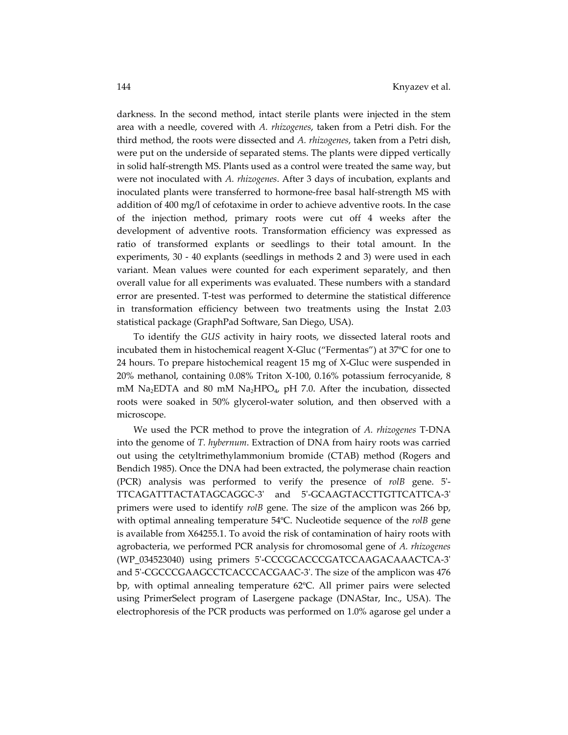darkness. In the second method, intact sterile plants were injected in the stem area with a needle, covered with *A. rhizogenes*, taken from a Petri dish. For the third method, the roots were dissected and *A. rhizogenes*, taken from a Petri dish, were put on the underside of separated stems. The plants were dipped vertically in solid half-strength MS. Plants used as a control were treated the same way, but were not inoculated with *A. rhizogenes*. After 3 days of incubation, explants and inoculated plants were transferred to hormone-free basal half-strength MS with addition of 400 mg/l of cefotaxime in order to achieve adventive roots. In the case of the injection method, primary roots were cut off 4 weeks after the development of adventive roots. Transformation efficiency was expressed as ratio of transformed explants or seedlings to their total amount. In the experiments, 30 - 40 explants (seedlings in methods 2 and 3) were used in each variant. Mean values were counted for each experiment separately, and then overall value for all experiments was evaluated. These numbers with a standard error are presented. T-test was performed to determine the statistical difference in transformation efficiency between two treatments using the Instat 2.03 statistical package (GraphPad Software, San Diego, USA).

To identify the *GUS* activity in hairy roots, we dissected lateral roots and incubated them in histochemical reagent X-Gluc ("Fermentas") at 37ºC for one to 24 hours. To prepare histochemical reagent 15 mg of X-Gluc were suspended in 20% methanol, containing 0.08% Triton X-100, 0.16% potassium ferrocyanide, 8 mM $Na_2EDTA$ and 80 mM $Na_2HPO_4$, pH 7.0. After the incubation, dissected roots were soaked in 50% glycerol-water solution, and then observed with a microscope.

We used the PCR method to prove the integration of *A. rhizogenes* T-DNA into the genome of *T. hybernum*. Extraction of DNA from hairy roots was carried out using the cetyltrimethylammonium bromide (CTAB) method (Rogers and Bendich 1985). Once the DNA had been extracted, the polymerase chain reaction (PCR) analysis was performed to verify the presence of *rolB* gene. 5'-TTCAGATTTACTATAGCAGGC-3' and 5'-GCAAGTACCTTGTTCATTCA-3' primers were used to identify *rolB* gene. The size of the amplicon was 266 bp, with optimal annealing temperature 54ºC. Nucleotide sequence of the *rolB* gene is available from X64255.1. To avoid the risk of contamination of hairy roots with agrobacteria, we performed PCR analysis for chromosomal gene of *A. rhizogenes* (WP_034523040) using primers 5'-CCCGCACCCGATCCAAGACAAACTCA-3' and 5'-CGCCCGAAGCCTCACCCACGAAC-3'. The size of the amplicon was 476 bp, with optimal annealing temperature 62ºC. All primer pairs were selected using PrimerSelect program of Lasergene package (DNAStar, Inc., USA). The electrophoresis of the PCR products was performed on 1.0% agarose gel under a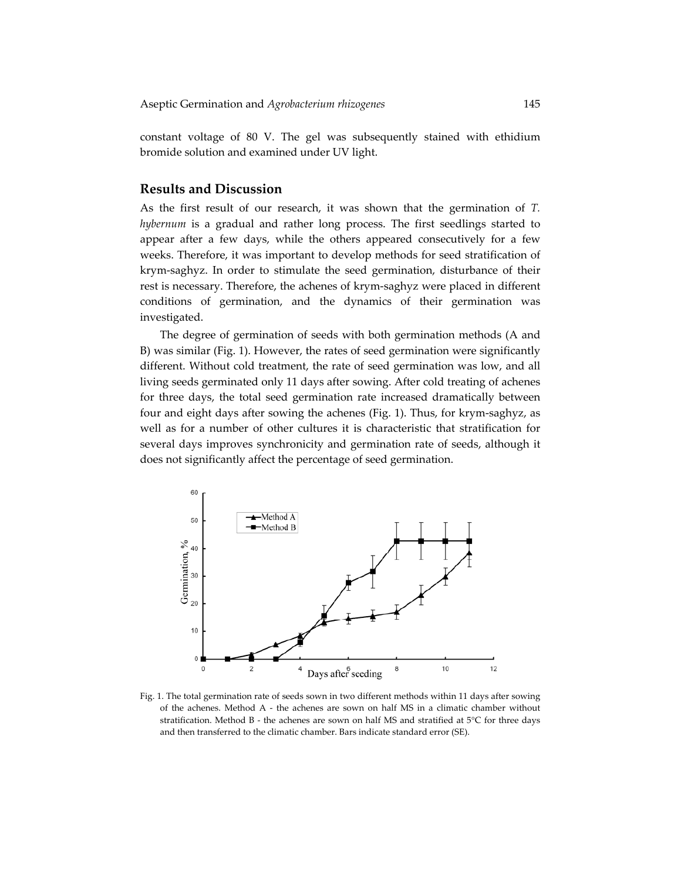constant voltage of 80 V. The gel was subsequently stained with ethidium bromide solution and examined under UV light.

## Results and Discussion

As the first result of our research, it was shown that the germination of *T. hybernum* is a gradual and rather long process. The first seedlings started to appear after a few days, while the others appeared consecutively for a few weeks. Therefore, it was important to develop methods for seed stratification of krym-saghyz. In order to stimulate the seed germination, disturbance of their rest is necessary. Therefore, the achenes of krym-saghyz were placed in different conditions of germination, and the dynamics of their germination was investigated.

The degree of germination of seeds with both germination methods (A and B) was similar (Fig. 1). However, the rates of seed germination were significantly different. Without cold treatment, the rate of seed germination was low, and all living seeds germinated only 11 days after sowing. After cold treating of achenes for three days, the total seed germination rate increased dramatically between four and eight days after sowing the achenes (Fig. 1). Thus, for krym-saghyz, as well as for a number of other cultures it is characteristic that stratification for several days improves synchronicity and germination rate of seeds, although it does not significantly affect the percentage of seed germination.

Fig. 1. The total germination rate of seeds sown in two different methods within 11 days after sowing of the achenes. Method A - the achenes are sown on half MS in a climatic chamber without stratification. Method B - the achenes are sown on half MS and stratified at 5°C for three days and then transferred to the climatic chamber. Bars indicate standard error (SE).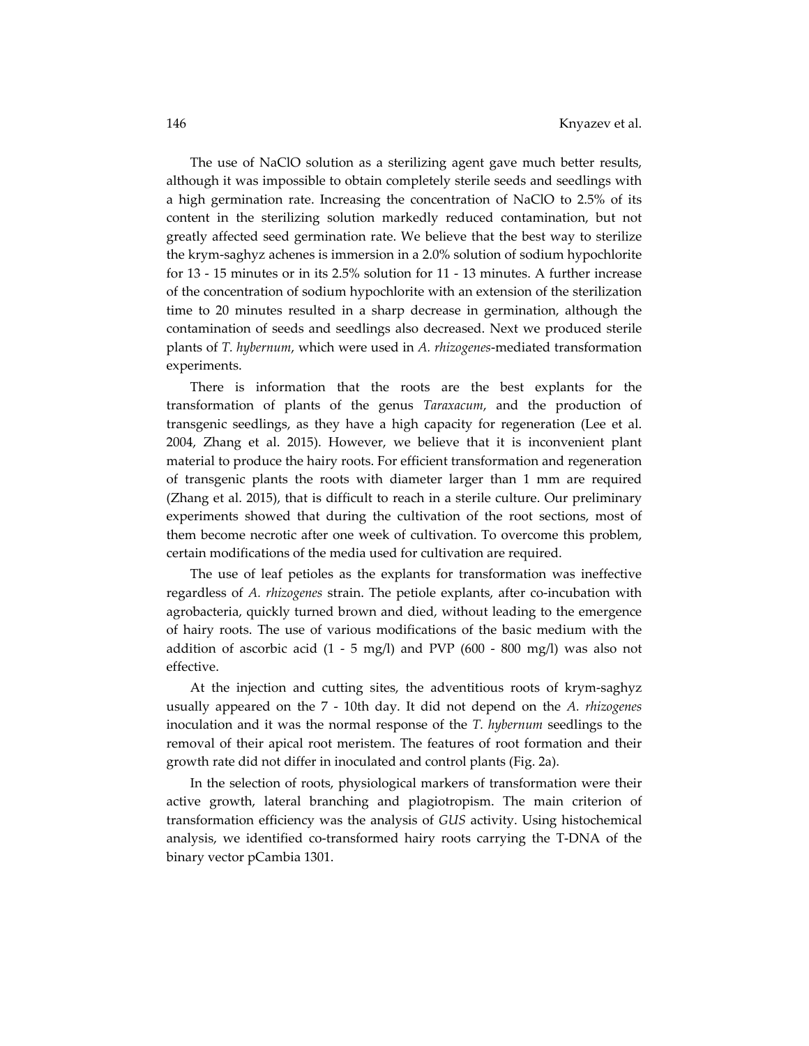The use of NaClO solution as a sterilizing agent gave much better results, although it was impossible to obtain completely sterile seeds and seedlings with a high germination rate. Increasing the concentration of NaClO to 2.5% of its content in the sterilizing solution markedly reduced contamination, but not greatly affected seed germination rate. We believe that the best way to sterilize the krym-saghyz achenes is immersion in a 2.0% solution of sodium hypochlorite for 13 - 15 minutes or in its 2.5% solution for 11 - 13 minutes. A further increase of the concentration of sodium hypochlorite with an extension of the sterilization time to 20 minutes resulted in a sharp decrease in germination, although the contamination of seeds and seedlings also decreased. Next we produced sterile plants of *T. hybernum*, which were used in *A. rhizogenes*-mediated transformation experiments.

There is information that the roots are the best explants for the transformation of plants of the genus *Taraxacum*, and the production of transgenic seedlings, as they have a high capacity for regeneration (Lee et al. 2004, Zhang et al. 2015). However, we believe that it is inconvenient plant material to produce the hairy roots. For efficient transformation and regeneration of transgenic plants the roots with diameter larger than 1 mm are required (Zhang et al. 2015), that is difficult to reach in a sterile culture. Our preliminary experiments showed that during the cultivation of the root sections, most of them become necrotic after one week of cultivation. To overcome this problem, certain modifications of the media used for cultivation are required.

The use of leaf petioles as the explants for transformation was ineffective regardless of *A. rhizogenes* strain. The petiole explants, after co-incubation with agrobacteria, quickly turned brown and died, without leading to the emergence of hairy roots. The use of various modifications of the basic medium with the addition of ascorbic acid (1 - 5 mg/l) and PVP (600 - 800 mg/l) was also not effective.

At the injection and cutting sites, the adventitious roots of krym-saghyz usually appeared on the 7 - 10th day. It did not depend on the *A. rhizogenes* inoculation and it was the normal response of the *T. hybernum* seedlings to the removal of their apical root meristem. The features of root formation and their growth rate did not differ in inoculated and control plants (Fig. 2a).

In the selection of roots, physiological markers of transformation were their active growth, lateral branching and plagiotropism. The main criterion of transformation efficiency was the analysis of *GUS* activity. Using histochemical analysis, we identified co-transformed hairy roots carrying the T-DNA of the binary vector pCambia 1301.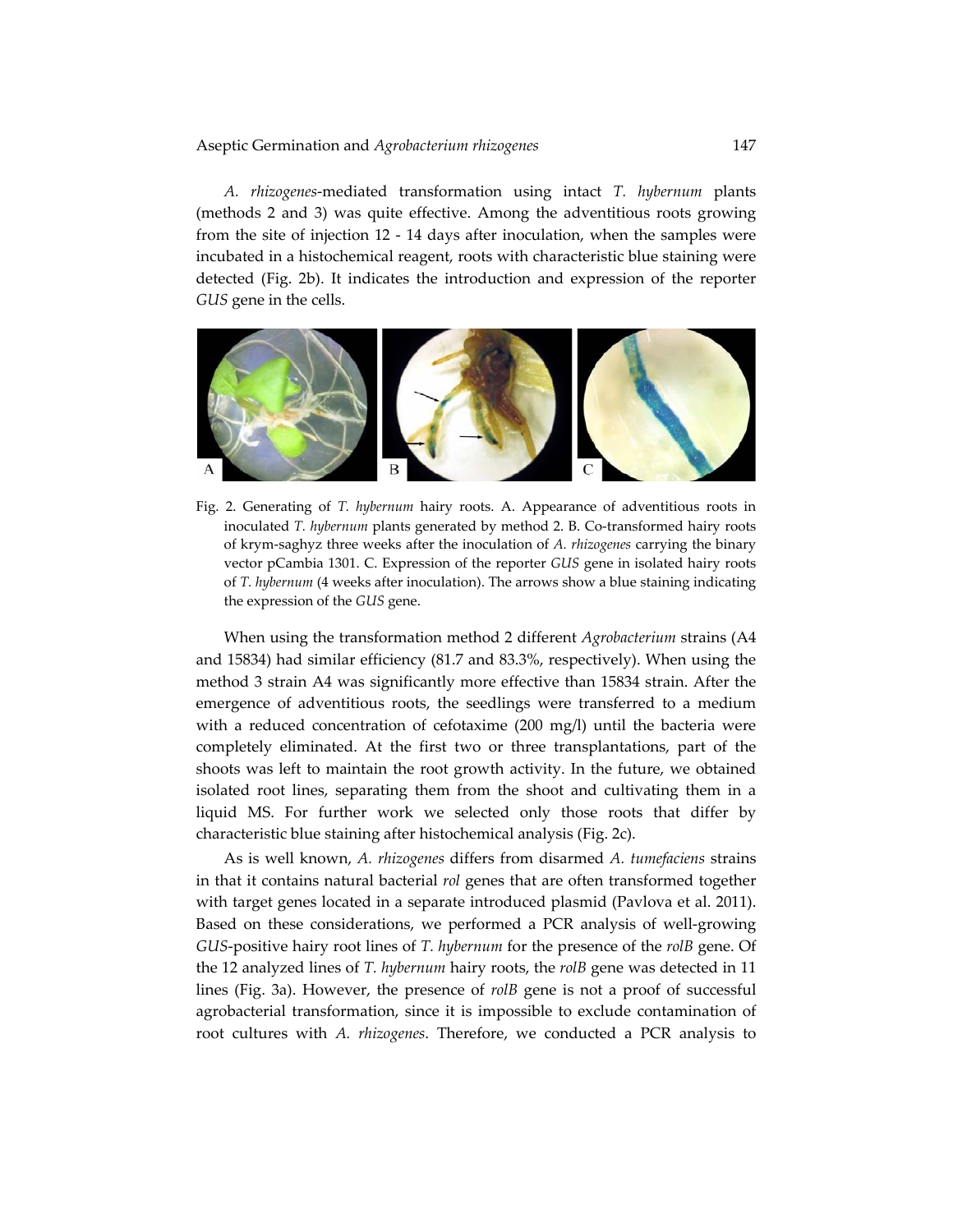*A. rhizogenes*-mediated transformation using intact *T. hybernum* plants (methods 2 and 3) was quite effective. Among the adventitious roots growing from the site of injection 12 - 14 days after inoculation, when the samples were incubated in a histochemical reagent, roots with characteristic blue staining were detected (Fig. 2b). It indicates the introduction and expression of the reporter *GUS* gene in the cells.

Fig. 2. Generating of *T. hybernum* hairy roots. A. Appearance of adventitious roots in inoculated *T. hybernum* plants generated by method 2. B. Co-transformed hairy roots of krym-saghyz three weeks after the inoculation of *A. rhizogenes* carrying the binary vector pCambia 1301. C. Expression of the reporter *GUS* gene in isolated hairy roots of *T. hybernum* (4 weeks after inoculation). The arrows show a blue staining indicating the expression of the *GUS* gene.

When using the transformation method 2 different *Agrobacterium* strains (A4 and 15834) had similar efficiency (81.7 and 83.3%, respectively). When using the method 3 strain A4 was significantly more effective than 15834 strain. After the emergence of adventitious roots, the seedlings were transferred to a medium with a reduced concentration of cefotaxime (200 mg/l) until the bacteria were completely eliminated. At the first two or three transplantations, part of the shoots was left to maintain the root growth activity. In the future, we obtained isolated root lines, separating them from the shoot and cultivating them in a liquid MS. For further work we selected only those roots that differ by characteristic blue staining after histochemical analysis (Fig. 2c).

As is well known, *A. rhizogenes* differs from disarmed *A. tumefaciens* strains in that it contains natural bacterial *rol* genes that are often transformed together with target genes located in a separate introduced plasmid (Pavlova et al. 2011). Based on these considerations, we performed a PCR analysis of well-growing *GUS*-positive hairy root lines of *T. hybernum* for the presence of the *rolB* gene. Of the 12 analyzed lines of *T. hybernum* hairy roots, the *rolB* gene was detected in 11 lines (Fig. 3a). However, the presence of *rolB* gene is not a proof of successful agrobacterial transformation, since it is impossible to exclude contamination of root cultures with *A. rhizogenes*. Therefore, we conducted a PCR analysis to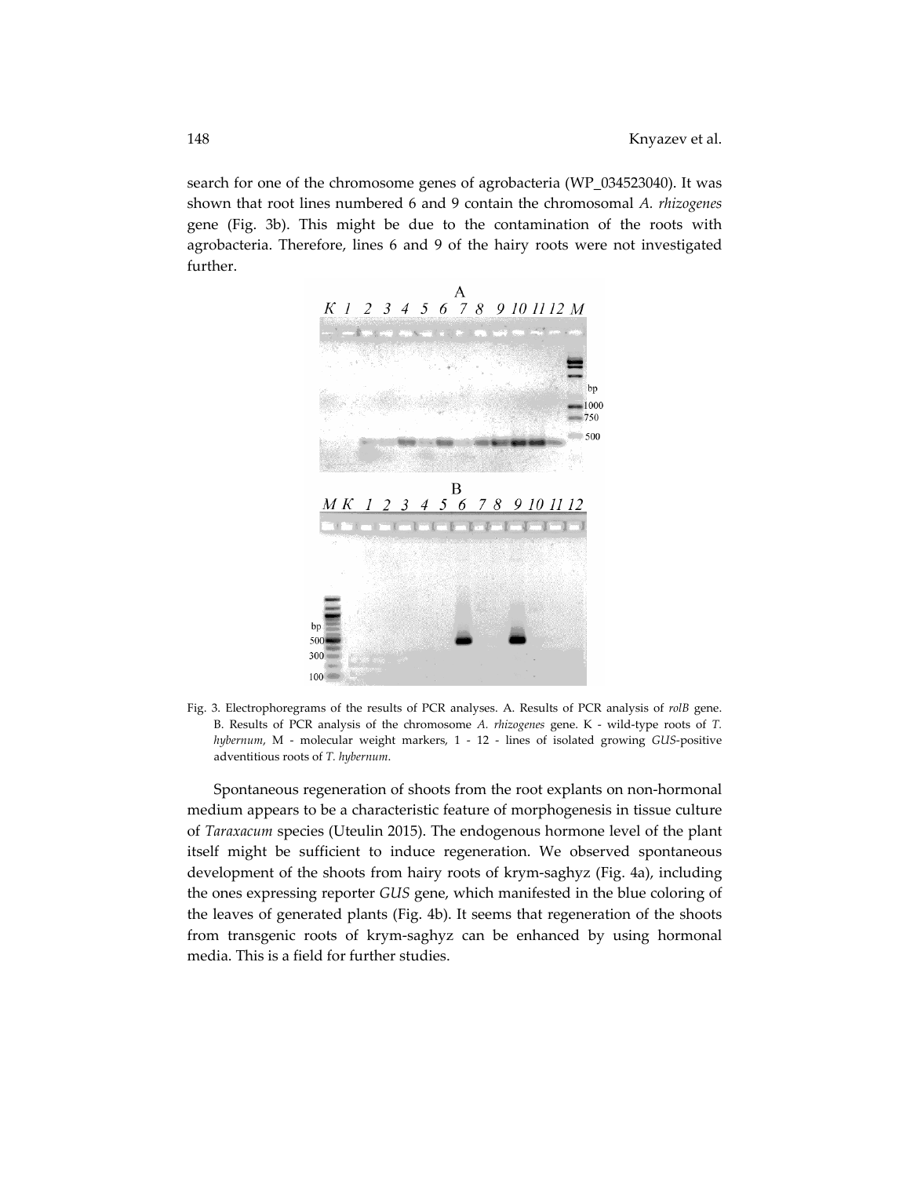search for one of the chromosome genes of agrobacteria (WP_034523040). It was shown that root lines numbered 6 and 9 contain the chromosomal *A. rhizogenes* gene (Fig. 3b). This might be due to the contamination of the roots with agrobacteria. Therefore, lines 6 and 9 of the hairy roots were not investigated further.

Fig. 3. Electrophoregrams of the results of PCR analyses. A. Results of PCR analysis of *rolB* gene. B. Results of PCR analysis of the chromosome *A. rhizogenes* gene. K - wild-type roots of *T. hybernum*, M - molecular weight markers, 1 - 12 - lines of isolated growing *GUS*-positive adventitious roots of *T. hybernum*.

Spontaneous regeneration of shoots from the root explants on non-hormonal medium appears to be a characteristic feature of morphogenesis in tissue culture of *Taraxacum* species (Uteulin 2015). The endogenous hormone level of the plant itself might be sufficient to induce regeneration. We observed spontaneous development of the shoots from hairy roots of krym-saghyz (Fig. 4a), including the ones expressing reporter *GUS* gene, which manifested in the blue coloring of the leaves of generated plants (Fig. 4b). It seems that regeneration of the shoots from transgenic roots of krym-saghyz can be enhanced by using hormonal media. This is a field for further studies.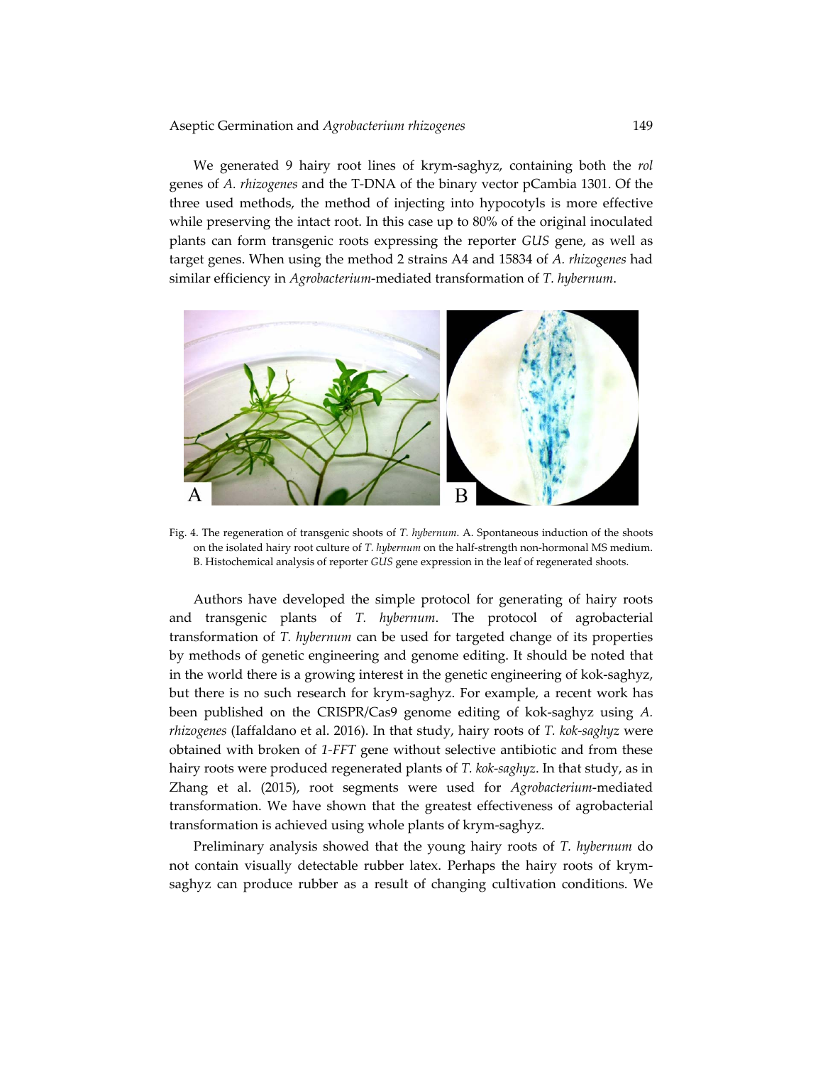We generated 9 hairy root lines of krym-saghyz, containing both the *rol* genes of *A. rhizogenes* and the T-DNA of the binary vector pCambia 1301. Of the three used methods, the method of injecting into hypocotyls is more effective while preserving the intact root. In this case up to 80% of the original inoculated plants can form transgenic roots expressing the reporter *GUS* gene, as well as target genes. When using the method 2 strains A4 and 15834 of *A. rhizogenes* had similar efficiency in *Agrobacterium*-mediated transformation of *T. hybernum*.

Fig. 4. The regeneration of transgenic shoots of *T. hybernum*. A. Spontaneous induction of the shoots on the isolated hairy root culture of *T. hybernum* on the half-strength non-hormonal MS medium. B. Histochemical analysis of reporter *GUS* gene expression in the leaf of regenerated shoots.

Authors have developed the simple protocol for generating of hairy roots and transgenic plants of *T. hybernum*. The protocol of agrobacterial transformation of *T. hybernum* can be used for targeted change of its properties by methods of genetic engineering and genome editing. It should be noted that in the world there is a growing interest in the genetic engineering of kok-saghyz, but there is no such research for krym-saghyz. For example, a recent work has been published on the CRISPR/Cas9 genome editing of kok-saghyz using *A. rhizogenes* (Iaffaldano et al. 2016). In that study, hairy roots of *T. kok-saghyz* were obtained with broken of *1-FFT* gene without selective antibiotic and from these hairy roots were produced regenerated plants of *T. kok-saghyz*. In that study, as in Zhang et al. (2015), root segments were used for *Agrobacterium*-mediated transformation. We have shown that the greatest effectiveness of agrobacterial transformation is achieved using whole plants of krym-saghyz.

Preliminary analysis showed that the young hairy roots of *T. hybernum* do not contain visually detectable rubber latex. Perhaps the hairy roots of krym-saghyz can produce rubber as a result of changing cultivation conditions. We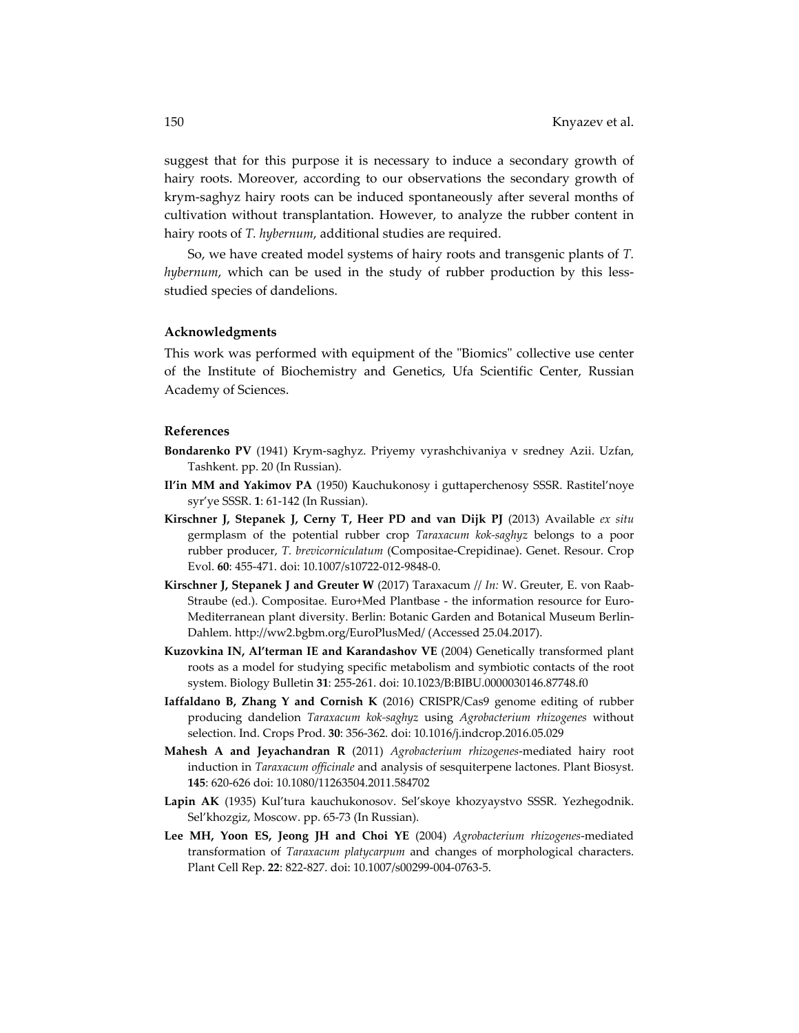suggest that for this purpose it is necessary to induce a secondary growth of hairy roots. Moreover, according to our observations the secondary growth of krym-saghyz hairy roots can be induced spontaneously after several months of cultivation without transplantation. However, to analyze the rubber content in hairy roots of *T. hybernum*, additional studies are required.

So, we have created model systems of hairy roots and transgenic plants of *T. hybernum*, which can be used in the study of rubber production by this less-studied species of dandelions.

### Acknowledgments

This work was performed with equipment of the "Biomics" collective use center of the Institute of Biochemistry and Genetics, Ufa Scientific Center, Russian Academy of Sciences.

### References

**Bondarenko PV** (1941) Krym-saghyz. Priyemy vyrashchivaniya v sredney Azii. Uzfan, Tashkent. pp. 20 (In Russian).

**Il'in MM and Yakimov PA** (1950) Kauchukonosy i guttaperchenosy SSSR. Rastitel'noye syr'ye SSSR. **1**: 61-142 (In Russian).

**Kirschner J, Stepanek J, Cerny T, Heer PD and van Dijk PJ** (2013) Available *ex situ* germplasm of the potential rubber crop *Taraxacum kok-saghyz* belongs to a poor rubber producer, *T. brevicorniculatum* (Compositae-Crepidinae). Genet. Resour. Crop Evol. **60**: 455-471. doi: 10.1007/s10722-012-9848-0.

**Kirschner J, Stepanek J and Greuter W** (2017) Taraxacum // *In:* W. Greuter, E. von Raab-Straube (ed.). Compositae. Euro+Med Plantbase - the information resource for Euro-Mediterranean plant diversity. Berlin: Botanic Garden and Botanical Museum Berlin-Dahlem. http://ww2.bgbm.org/EuroPlusMed/ (Accessed 25.04.2017).

**Kuzovkina IN, Al'terman IE and Karandashov VE** (2004) Genetically transformed plant roots as a model for studying specific metabolism and symbiotic contacts of the root system. Biology Bulletin **31**: 255-261. doi: 10.1023/B:BIBU.0000030146.87748.f0

**Iaffaldano B, Zhang Y and Cornish K** (2016) CRISPR/Cas9 genome editing of rubber producing dandelion *Taraxacum kok-saghyz* using *Agrobacterium rhizogenes* without selection. Ind. Crops Prod. **30**: 356-362. doi: 10.1016/j.indcrop.2016.05.029

**Mahesh A and Jeyachandran R** (2011) *Agrobacterium rhizogenes*-mediated hairy root induction in *Taraxacum officinale* and analysis of sesquiterpene lactones. Plant Biosyst. **145**: 620-626 doi: 10.1080/11263504.2011.584702

**Lapin AK** (1935) Kul'tura kauchukonosov. Sel'skoye khozyaystvo SSSR. Yezhegodnik. Sel'khozgiz, Moscow. pp. 65-73 (In Russian).

**Lee MH, Yoon ES, Jeong JH and Choi YE** (2004) *Agrobacterium rhizogenes*-mediated transformation of *Taraxacum platycarpum* and changes of morphological characters. Plant Cell Rep. **22**: 822-827. doi: 10.1007/s00299-004-0763-5.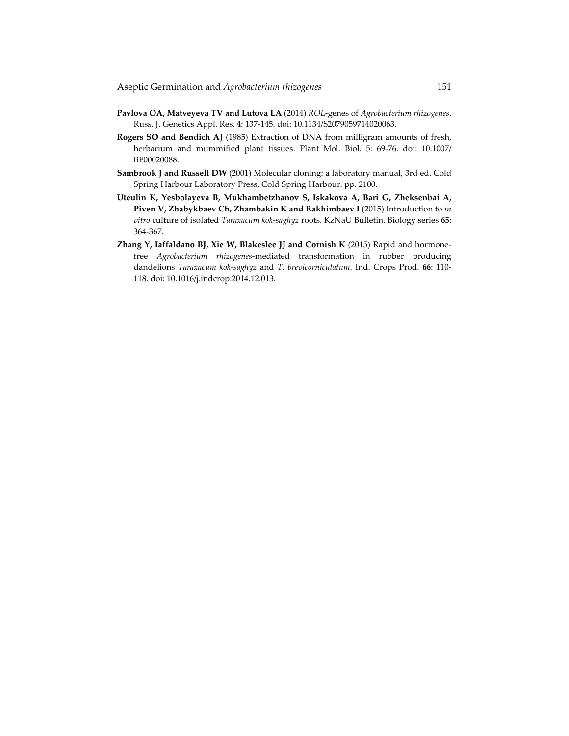**Pavlova OA, Matveyeva TV and Lutova LA** (2014) *ROL*-genes of *Agrobacterium rhizogenes*. Russ. J. Genetics Appl. Res. **4**: 137-145. doi: 10.1134/S2079059714020063.

**Rogers SO and Bendich AJ** (1985) Extraction of DNA from milligram amounts of fresh, herbarium and mummified plant tissues. Plant Mol. Biol. 5: 69-76. doi: 10.1007/BF00020088.

**Sambrook J and Russell DW** (2001) Molecular cloning: a laboratory manual, 3rd ed. Cold Spring Harbour Laboratory Press, Cold Spring Harbour. pp. 2100.

**Uteulin K, Yesbolayeva B, Mukhambetzhanov S, Iskakova A, Bari G, Zheksenbai A, Piven V, Zhabykbaev Ch, Zhambakin K and Rakhimbaev I** (2015) Introduction to *in vitro* culture of isolated *Taraxacum kok-saghyz* roots. KzNaU Bulletin. Biology series **65**: 364-367.

**Zhang Y, Iaffaldano BJ, Xie W, Blakeslee JJ and Cornish K** (2015) Rapid and hormone-free *Agrobacterium rhizogenes*-mediated transformation in rubber producing dandelions *Taraxacum kok-saghyz* and *T. brevicorniculatum*. Ind. Crops Prod. **66**: 110-118. doi: 10.1016/j.indcrop.2014.12.013.